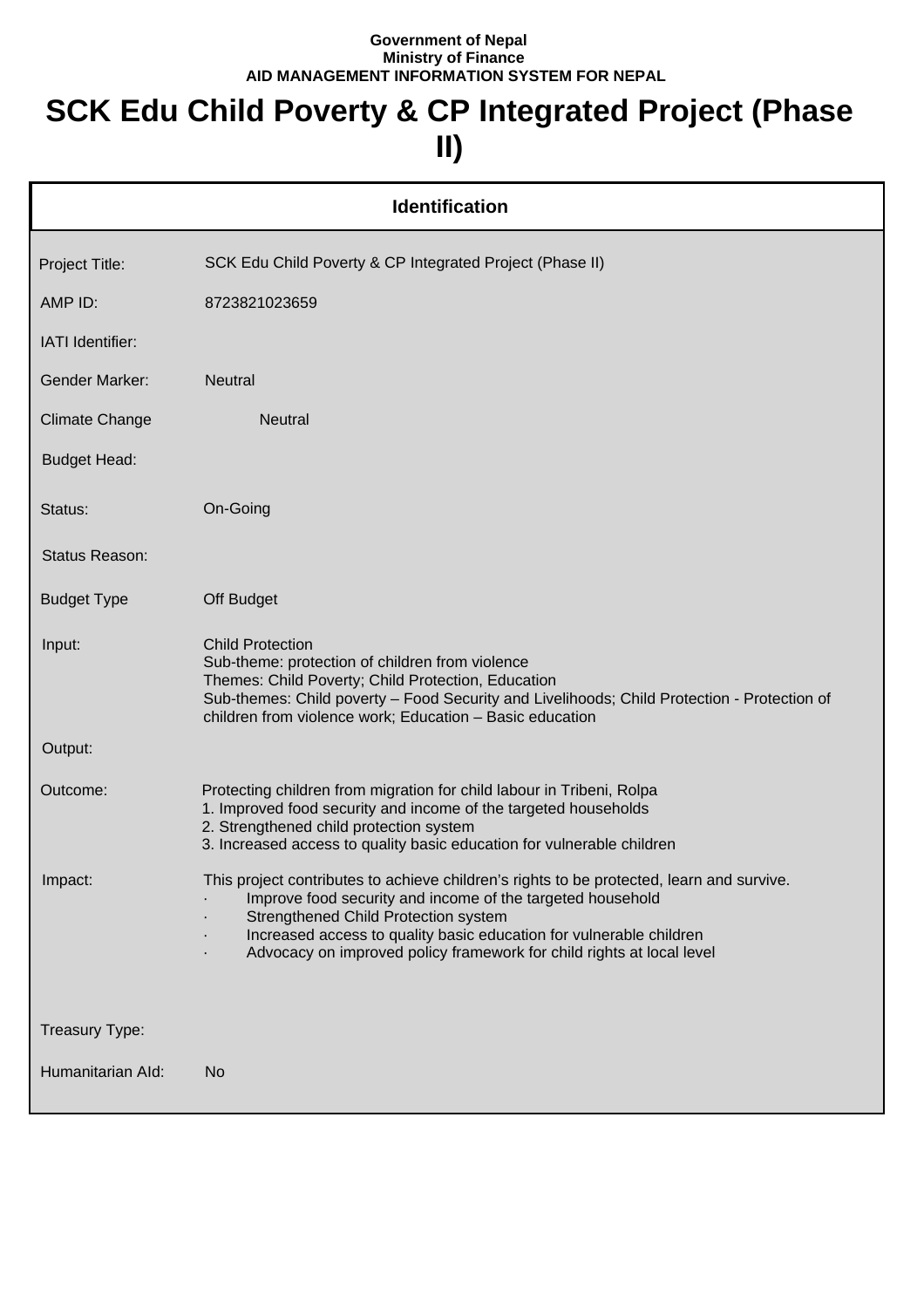**Government of Nepal**
**Ministry of Finance**
**AID MANAGEMENT INFORMATION SYSTEM FOR NEPAL**

# SCK Edu Child Poverty & CP Integrated Project (Phase II)

## Identification

| Field | Value |
|---|---|
| Project Title: | SCK Edu Child Poverty & CP Integrated Project (Phase II) |
| AMP ID: | 8723821023659 |
| IATI Identifier: | |
| Gender Marker: | Neutral |
| Climate Change | Neutral |
| Budget Head: | |
| Status: | On-Going |
| Status Reason: | |
| Budget Type | Off Budget |
| Input: | Child Protection<br>Sub-theme: protection of children from violence<br>Themes: Child Poverty; Child Protection, Education<br>Sub-themes: Child poverty – Food Security and Livelihoods; Child Protection - Protection of children from violence work; Education – Basic education |
| Output: | |
| Outcome: | Protecting children from migration for child labour in Tribeni, Rolpa<br>1. Improved food security and income of the targeted households<br>2. Strengthened child protection system<br>3. Increased access to quality basic education for vulnerable children |
| Impact: | This project contributes to achieve children's rights to be protected, learn and survive.<br>· Improve food security and income of the targeted household<br>· Strengthened Child Protection system<br>· Increased access to quality basic education for vulnerable children<br>· Advocacy on improved policy framework for child rights at local level |
| Treasury Type: | |
| Humanitarian AId: | No |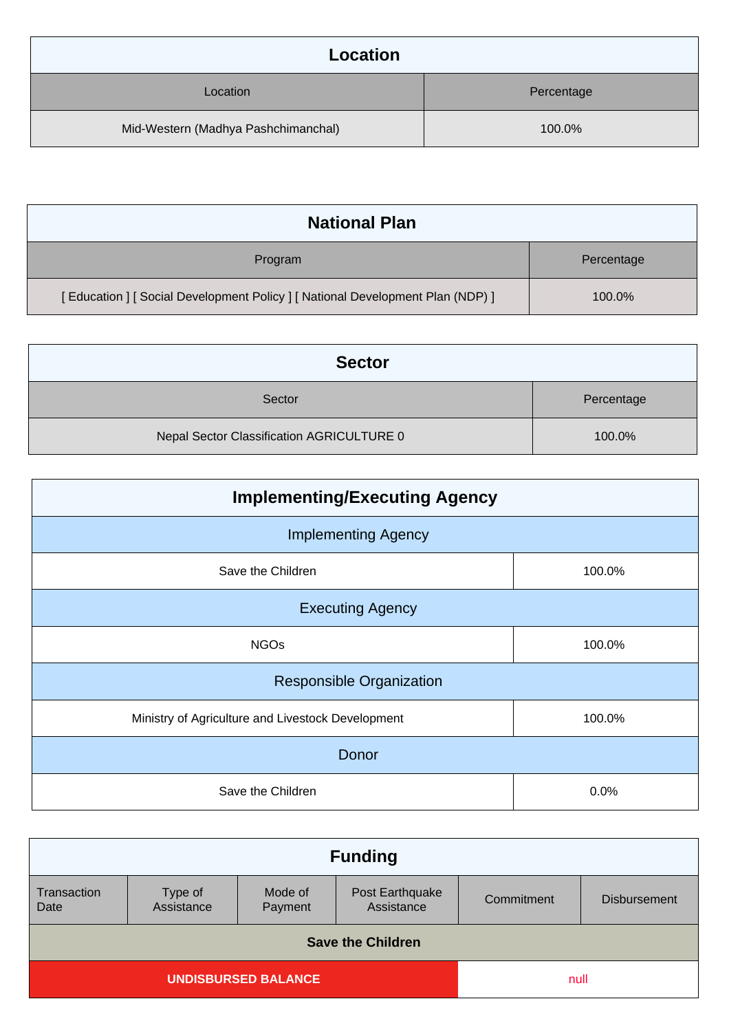| Location | |
|---|---|
| Location | Percentage |
| Mid-Western (Madhya Pashchimanchal) | 100.0% |

| National Plan | |
|---|---|
| Program | Percentage |
| [ Education ] [ Social Development Policy ] [ National Development Plan (NDP) ] | 100.0% |

| Sector | |
|---|---|
| Sector | Percentage |
| Nepal Sector Classification AGRICULTURE 0 | 100.0% |

| Implementing/Executing Agency | |
|---|---|
| **Implementing Agency** | |
| Save the Children | 100.0% |
| **Executing Agency** | |
| NGOs | 100.0% |
| **Responsible Organization** | |
| Ministry of Agriculture and Livestock Development | 100.0% |
| **Donor** | |
| Save the Children | 0.0% |

| Funding | | | | | |
|---|---|---|---|---|---|
| Transaction Date | Type of Assistance | Mode of Payment | Post Earthquake Assistance | Commitment | Disbursement |
| **Save the Children** | | | | | |
| **UNDISBURSED BALANCE** | | | | null | |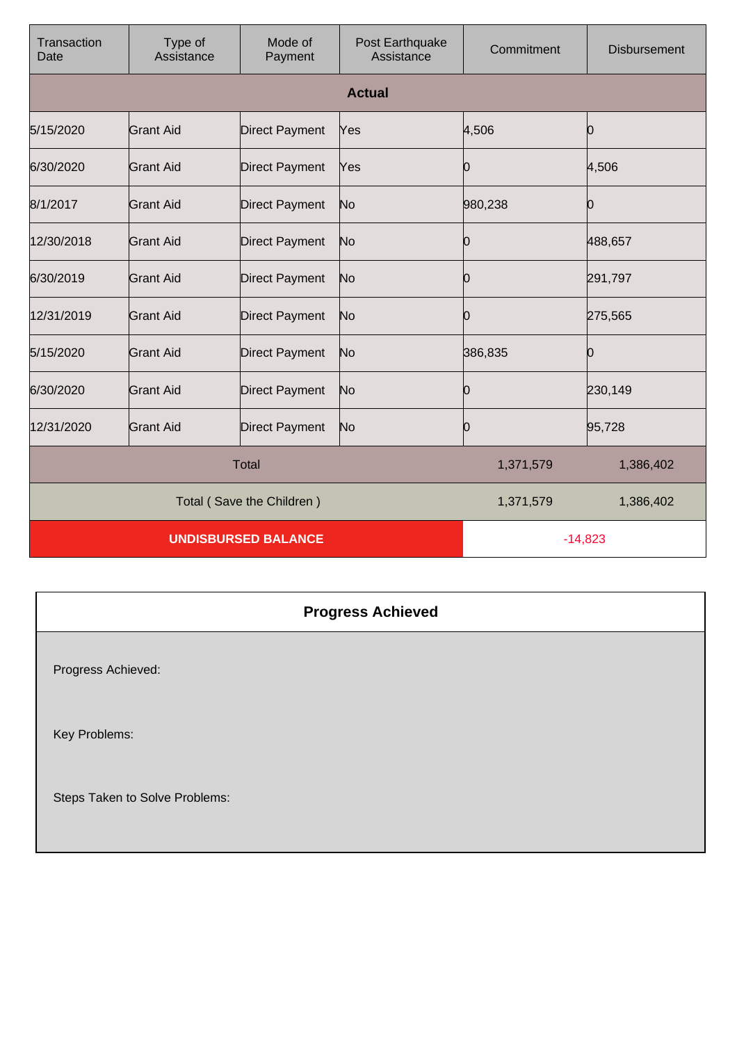| Transaction Date | Type of Assistance | Mode of Payment | Post Earthquake Assistance | Commitment | Disbursement |
|---|---|---|---|---|---|
| **Actual** | | | | | |
| 5/15/2020 | Grant Aid | Direct Payment | Yes | 4,506 | 0 |
| 6/30/2020 | Grant Aid | Direct Payment | Yes | 0 | 4,506 |
| 8/1/2017 | Grant Aid | Direct Payment | No | 980,238 | 0 |
| 12/30/2018 | Grant Aid | Direct Payment | No | 0 | 488,657 |
| 6/30/2019 | Grant Aid | Direct Payment | No | 0 | 291,797 |
| 12/31/2019 | Grant Aid | Direct Payment | No | 0 | 275,565 |
| 5/15/2020 | Grant Aid | Direct Payment | No | 386,835 | 0 |
| 6/30/2020 | Grant Aid | Direct Payment | No | 0 | 230,149 |
| 12/31/2020 | Grant Aid | Direct Payment | No | 0 | 95,728 |
| Total | | | | 1,371,579 | 1,386,402 |
| Total ( Save the Children ) | | | | 1,371,579 | 1,386,402 |
| **UNDISBURSED BALANCE** | | | | -14,823 | |

## Progress Achieved

Progress Achieved:

Key Problems:

Steps Taken to Solve Problems: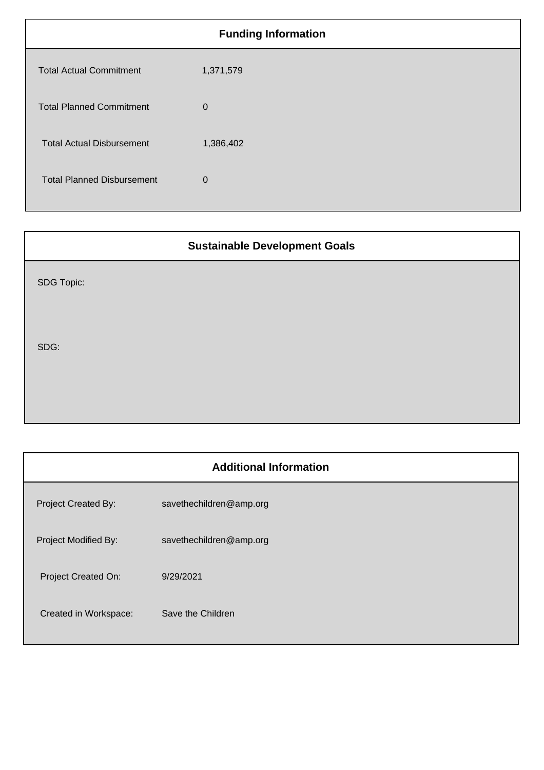## Funding Information

| | |
|---|---|
| Total Actual Commitment | 1,371,579 |
| Total Planned Commitment | 0 |
| Total Actual Disbursement | 1,386,402 |
| Total Planned Disbursement | 0 |

## Sustainable Development Goals

SDG Topic:

SDG:

## Additional Information

| | |
|---|---|
| Project Created By: | savethechildren@amp.org |
| Project Modified By: | savethechildren@amp.org |
| Project Created On: | 9/29/2021 |
| Created in Workspace: | Save the Children |